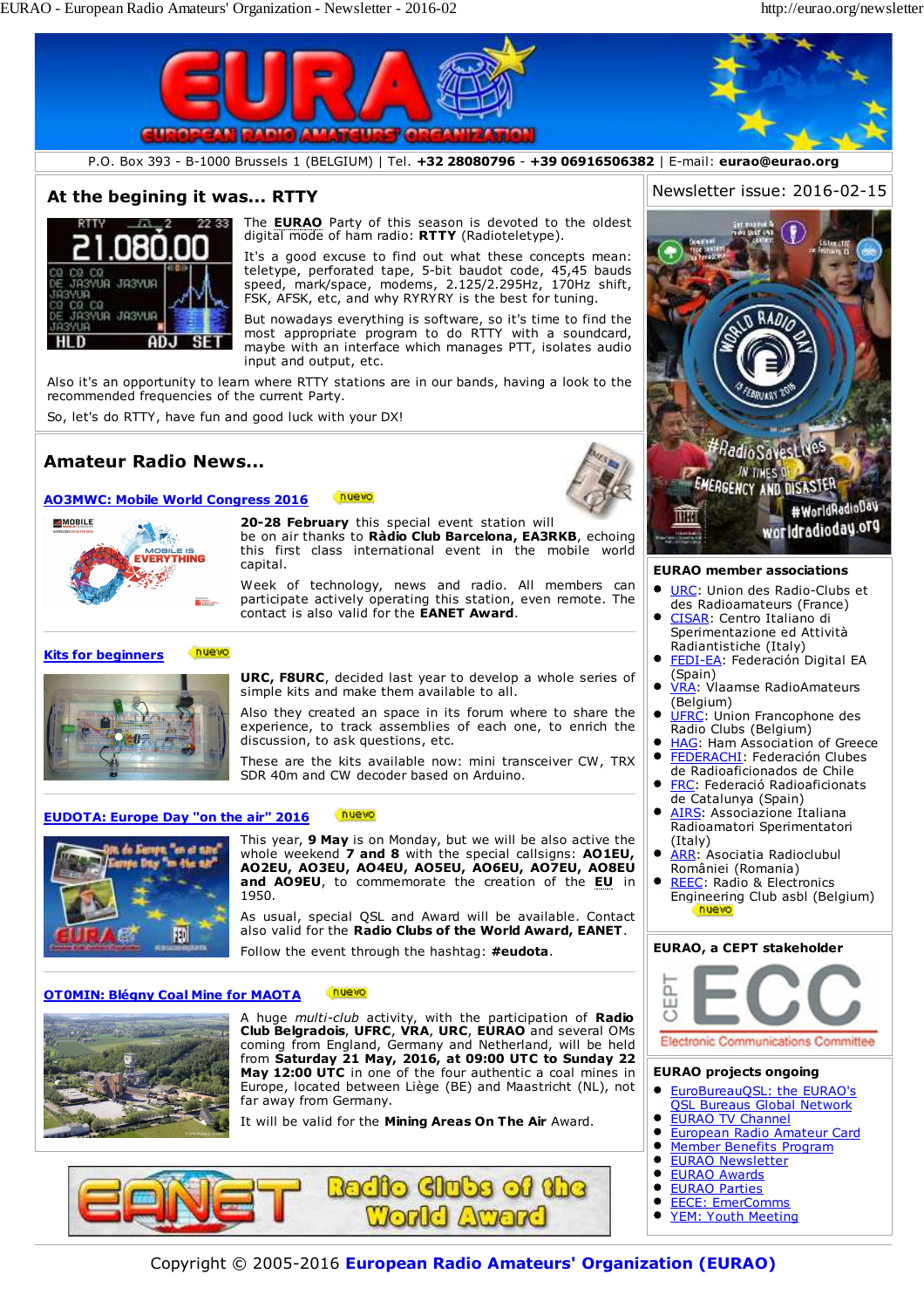P.O. Box 393 - B-1000 Brussels 1 (BELGIUM) | Tel. **+32 28080796** - **+39 06916506382** | E-mail: **eurao@eurao.org**

## At the begining it was... RTTY

The **EURAO** Party of this season is devoted to the oldest digital mode of ham radio: **RTTY** (Radioteletype).

It's a good excuse to find out what these concepts mean: teletype, perforated tape, 5-bit baudot code, 45,45 bauds speed, mark/space, modems, 2.125/2.295Hz, 170Hz shift, FSK, AFSK, etc, and why RYRYRY is the best for tuning.

But nowadays everything is software, so it's time to find the most appropriate program to do RTTY with a soundcard, maybe with an interface which manages PTT, isolates audio input and output, etc.

Also it's an opportunity to learn where RTTY stations are in our bands, having a look to the recommended frequencies of the current Party.

So, let's do RTTY, have fun and good luck with your DX!

## Amateur Radio News...

### AO3MWC: Mobile World Congress 2016 (nuevo)

**20-28 February** this special event station will be on air thanks to **Ràdio Club Barcelona, EA3RKB**, echoing this first class international event in the mobile world capital.

Week of technology, news and radio. All members can participate actively operating this station, even remote. The contact is also valid for the **EANET Award**.

### Kits for beginners (nuevo)

**URC, F8URC**, decided last year to develop a whole series of simple kits and make them available to all.

Also they created an space in its forum where to share the experience, to track assemblies of each one, to enrich the discussion, to ask questions, etc.

These are the kits available now: mini transceiver CW, TRX SDR 40m and CW decoder based on Arduino.

### EUDOTA: Europe Day "on the air" 2016 (nuevo)

This year, **9 May** is on Monday, but we will be also active the whole weekend **7 and 8** with the special callsigns: **AO1EU, AO2EU, AO3EU, AO4EU, AO5EU, AO6EU, AO7EU, AO8EU and AO9EU**, to commemorate the creation of the **EU** in 1950.

As usual, special QSL and Award will be available. Contact also valid for the **Radio Clubs of the World Award, EANET**.

Follow the event through the hashtag: **#eudota**.

### OT0MIN: Blégny Coal Mine for MAOTA (nuevo)

A huge *multi-club* activity, with the participation of **Radio Club Belgradois**, **UFRC**, **VRA**, **URC**, **EURAO** and several OMs coming from England, Germany and Netherland, will be held from **Saturday 21 May, 2016, at 09:00 UTC to Sunday 22 May 12:00 UTC** in one of the four authentic a coal mines in Europe, located between Liège (BE) and Maastricht (NL), not far away from Germany.

It will be valid for the **Mining Areas On The Air** Award.

EANET Radio Clubs of the World Award

---

Newsletter issue: 2016-02-15

### EURAO member associations

- URC: Union des Radio-Clubs et des Radioamateurs (France)
- CISAR: Centro Italiano di Sperimentazione ed Attività Radiantistiche (Italy)
- FEDI-EA: Federación Digital EA (Spain)
- VRA: Vlaamse RadioAmateurs (Belgium)
- UFRC: Union Francophone des Radio Clubs (Belgium)
- HAG: Ham Association of Greece
- FEDERACHI: Federación Clubes de Radioaficionados de Chile
- FRC: Federació Radioaficionats de Catalunya (Spain)
- AIRS: Associazione Italiana Radioamatori Sperimentatori (Italy)
- ARR: Asociatia Radioclubul României (Romania)
- REEC: Radio & Electronics Engineering Club asbl (Belgium) (nuevo)

### EURAO, a CEPT stakeholder

CEPT ECC Electronic Communications Committee

### EURAO projects ongoing

- EuroBureauQSL: the EURAO's QSL Bureaus Global Network
- EURAO TV Channel
- European Radio Amateur Card
- Member Benefits Program
- EURAO Newsletter
- EURAO Awards
- EURAO Parties
- EECE: EmerComms
- YEM: Youth Meeting

Copyright © 2005-2016 **European Radio Amateurs' Organization (EURAO)**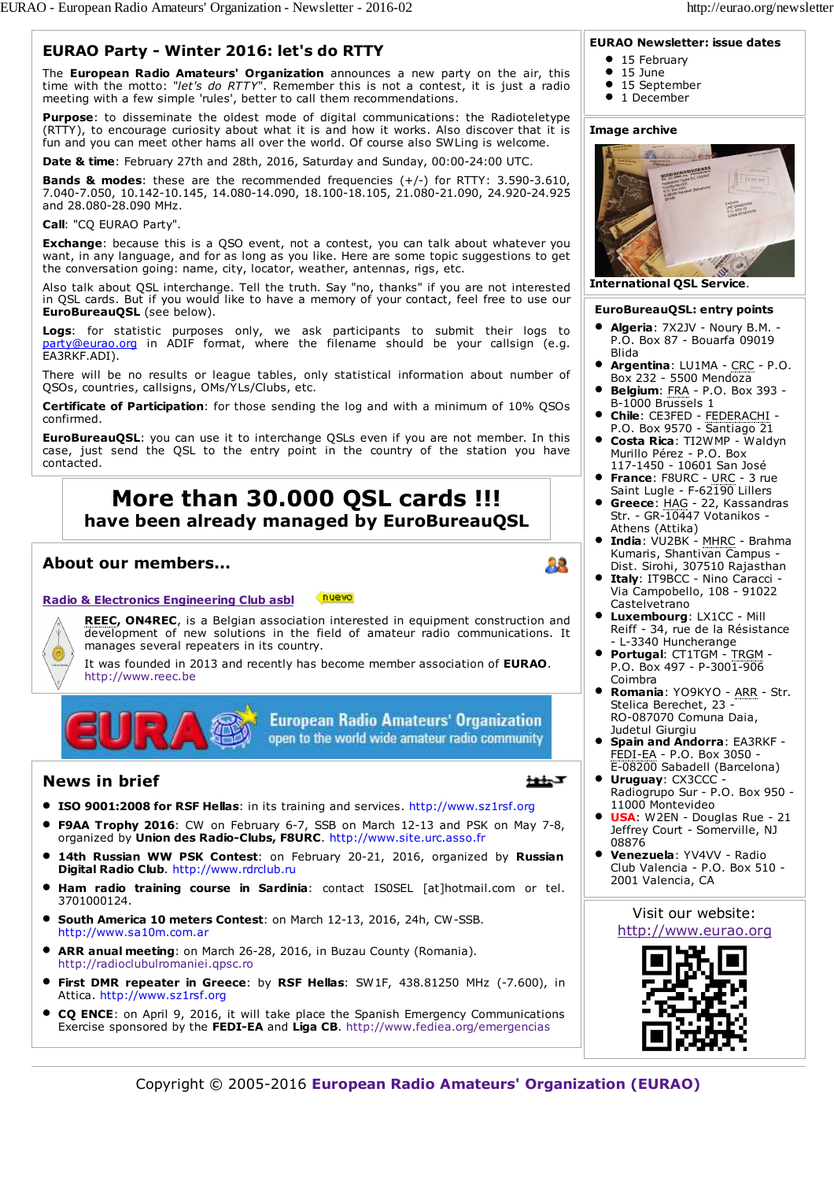## EURAO Party - Winter 2016: let's do RTTY

The **European Radio Amateurs' Organization** announces a new party on the air, this time with the motto: "*let's do RTTY*". Remember this is not a contest, it is just a radio meeting with a few simple 'rules', better to call them recommendations.

**Purpose**: to disseminate the oldest mode of digital communications: the Radioteletype (RTTY), to encourage curiosity about what it is and how it works. Also discover that it is fun and you can meet other hams all over the world. Of course also SWLing is welcome.

**Date & time**: February 27th and 28th, 2016, Saturday and Sunday, 00:00-24:00 UTC.

**Bands & modes**: these are the recommended frequencies (+/-) for RTTY: 3.590-3.610, 7.040-7.050, 10.142-10.145, 14.080-14.090, 18.100-18.105, 21.080-21.090, 24.920-24.925 and 28.080-28.090 MHz.

**Call**: "CQ EURAO Party".

**Exchange**: because this is a QSO event, not a contest, you can talk about whatever you want, in any language, and for as long as you like. Here are some topic suggestions to get the conversation going: name, city, locator, weather, antennas, rigs, etc.

Also talk about QSL interchange. Tell the truth. Say "no, thanks" if you are not interested in QSL cards. But if you would like to have a memory of your contact, feel free to use our **EuroBureauQSL** (see below).

**Logs**: for statistic purposes only, we ask participants to submit their logs to party@eurao.org in ADIF format, where the filename should be your callsign (e.g. EA3RKF.ADI).

There will be no results or league tables, only statistical information about number of QSOs, countries, callsigns, OMs/YLs/Clubs, etc.

**Certificate of Participation**: for those sending the log and with a minimum of 10% QSOs confirmed.

**EuroBureauQSL**: you can use it to interchange QSLs even if you are not member. In this case, just send the QSL to the entry point in the country of the station you have contacted.

# More than 30.000 QSL cards !!!
## have been already managed by EuroBureauQSL

## About our members...

**Radio & Electronics Engineering Club asbl** nuevo

**REEC, ON4REC**, is a Belgian association interested in equipment construction and development of new solutions in the field of amateur radio communications. It manages several repeaters in its country.

It was founded in 2013 and recently has become member association of **EURAO**. http://www.reec.be

European Radio Amateurs' Organization — open to the world wide amateur radio community

## News in brief

- **ISO 9001:2008 for RSF Hellas**: in its training and services. http://www.sz1rsf.org
- **F9AA Trophy 2016**: CW on February 6-7, SSB on March 12-13 and PSK on May 7-8, organized by **Union des Radio-Clubs, F8URC**. http://www.site.urc.asso.fr
- **14th Russian WW PSK Contest**: on February 20-21, 2016, organized by **Russian Digital Radio Club**. http://www.rdrclub.ru
- **Ham radio training course in Sardinia**: contact IS0SEL [at]hotmail.com or tel. 3701000124.
- **South America 10 meters Contest**: on March 12-13, 2016, 24h, CW-SSB. http://www.sa10m.com.ar
- **ARR anual meeting**: on March 26-28, 2016, in Buzau County (Romania). http://radioclubulromaniei.qpsc.ro
- **First DMR repeater in Greece**: by **RSF Hellas**: SW1F, 438.81250 MHz (-7.600), in Attica. http://www.sz1rsf.org
- **CQ ENCE**: on April 9, 2016, it will take place the Spanish Emergency Communications Exercise sponsored by the **FEDI-EA** and **Liga CB**. http://www.fediea.org/emergencias

### EURAO Newsletter: issue dates

- 15 February
- 15 June
- 15 September
- 1 December

### Image archive

International QSL Service.

### EuroBureauQSL: entry points

- **Algeria**: 7X2JV - Noury B.M. - P.O. Box 87 - Bouarfa 09019 Blida
- **Argentina**: LU1MA - CRC - P.O. Box 232 - 5500 Mendoza
- **Belgium**: FRA - P.O. Box 393 - B-1000 Brussels 1
- **Chile**: CE3FED - FEDERACHI - P.O. Box 9570 - Santiago 21
- **Costa Rica**: TI2WMP - Waldyn Murillo Pérez - P.O. Box 117-1450 - 10601 San José
- **France**: F8URC - URC - 3 rue Saint Lugle - F-62190 Lillers
- **Greece**: HAG - 22, Kassandras Str. - GR-10447 Votanikos - Athens (Attika)
- **India**: VU2BK - MHRC - Brahma Kumaris, Shantivan Campus - Dist. Sirohi, 307510 Rajasthan
- **Italy**: IT9BCC - Nino Caracci - Via Campobello, 108 - 91022 Castelvetrano
- **Luxembourg**: LX1CC - Mill Reiff - 34, rue de la Résistance - L-3340 Huncherange
- **Portugal**: CT1TGM - TRGM - P.O. Box 497 - P-3001-906 Coimbra
- **Romania**: YO9KYO - ARR - Str. Stelica Berechet, 23 - RO-087070 Comuna Daia, Judetul Giurgiu
- **Spain and Andorra**: EA3RKF - FEDI-EA - P.O. Box 3050 - E-08200 Sabadell (Barcelona)
- **Uruguay**: CX3CCC - Radiogrupo Sur - P.O. Box 950 - 11000 Montevideo
- **USA**: W2EN - Douglas Rue - 21 Jeffrey Court - Somerville, NJ 08876
- **Venezuela**: YV4VV - Radio Club Valencia - P.O. Box 510 - 2001 Valencia, CA

Visit our website:
http://www.eurao.org

Copyright © 2005-2016 **European Radio Amateurs' Organization (EURAO)**